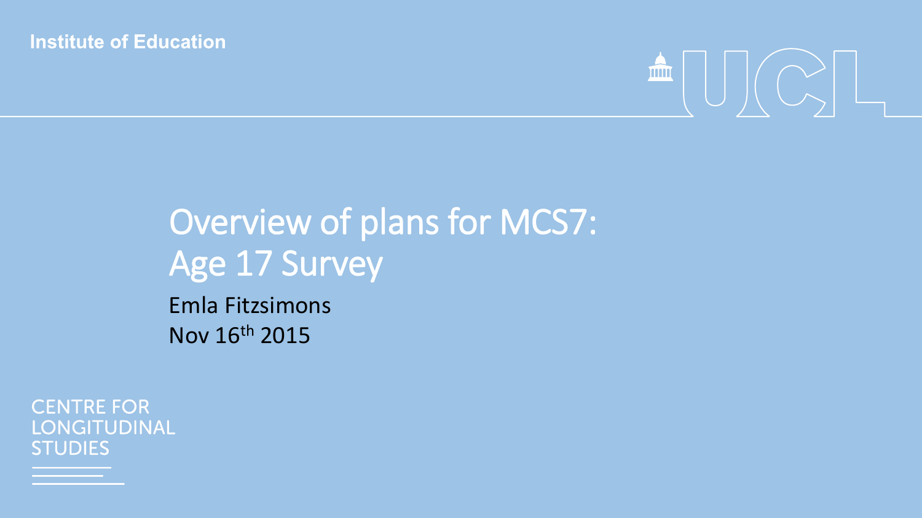Institute of Education

UCL

# Overview of plans for MCS7: Age 17 Survey

Emla Fitzsimons

Nov 16th 2015

CENTRE FOR LONGITUDINAL STUDIES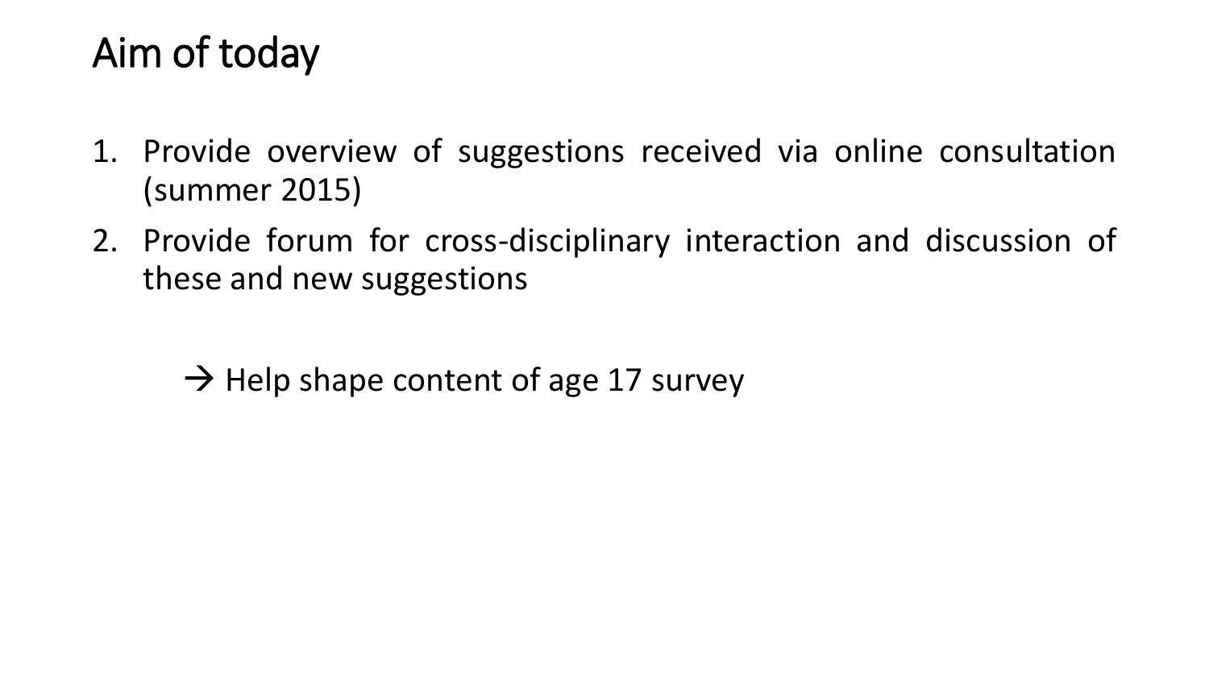# Aim of today

1. Provide overview of suggestions received via online consultation (summer 2015)
2. Provide forum for cross-disciplinary interaction and discussion of these and new suggestions

→ Help shape content of age 17 survey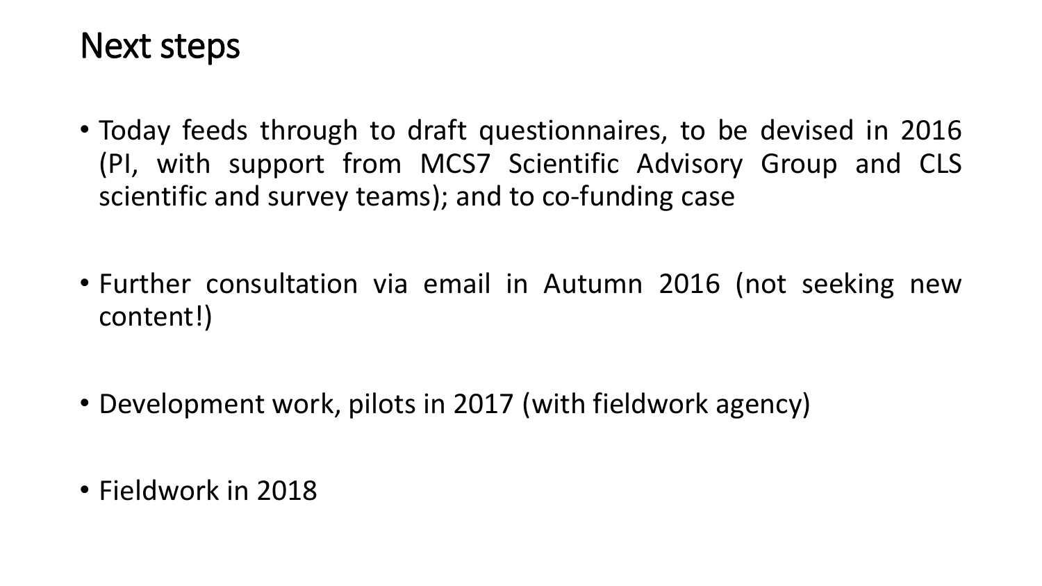# Next steps

- Today feeds through to draft questionnaires, to be devised in 2016 (PI, with support from MCS7 Scientific Advisory Group and CLS scientific and survey teams); and to co-funding case
- Further consultation via email in Autumn 2016 (not seeking new content!)
- Development work, pilots in 2017 (with fieldwork agency)
- Fieldwork in 2018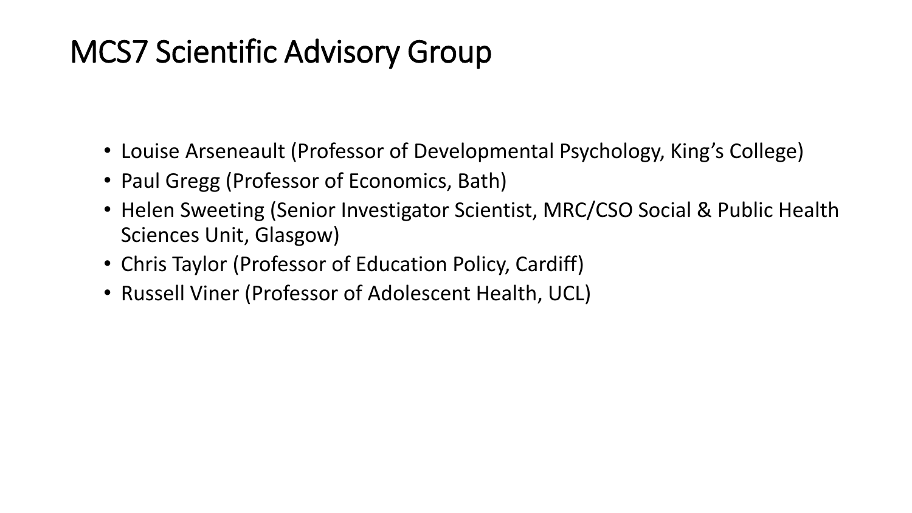# MCS7 Scientific Advisory Group

- Louise Arseneault (Professor of Developmental Psychology, King's College)
- Paul Gregg (Professor of Economics, Bath)
- Helen Sweeting (Senior Investigator Scientist, MRC/CSO Social & Public Health Sciences Unit, Glasgow)
- Chris Taylor (Professor of Education Policy, Cardiff)
- Russell Viner (Professor of Adolescent Health, UCL)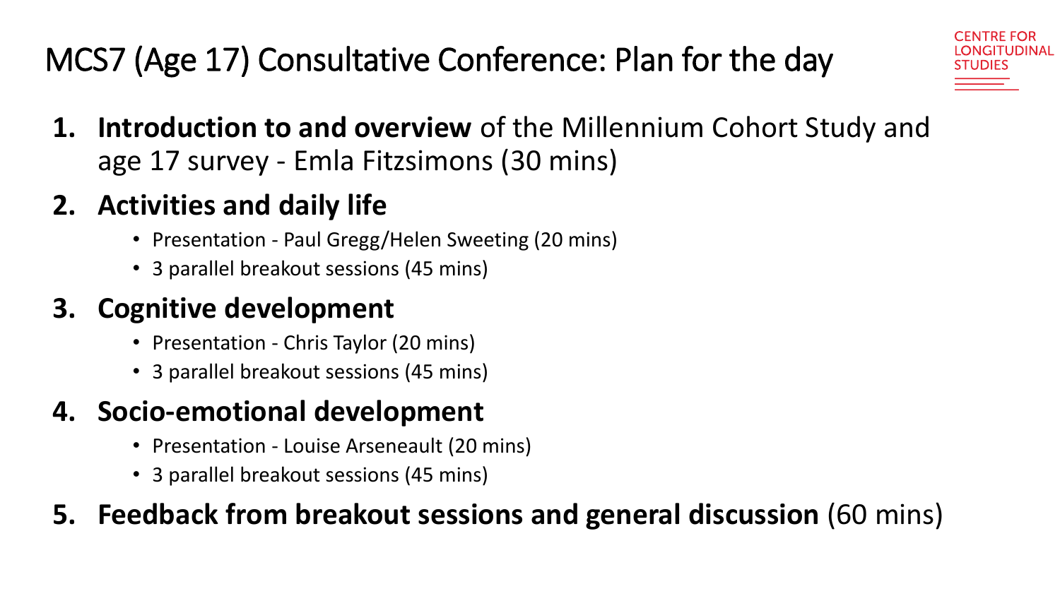# MCS7 (Age 17) Consultative Conference: Plan for the day

CENTRE FOR LONGITUDINAL STUDIES

1. **Introduction to and overview** of the Millennium Cohort Study and age 17 survey - Emla Fitzsimons (30 mins)
2. **Activities and daily life**
   - Presentation - Paul Gregg/Helen Sweeting (20 mins)
   - 3 parallel breakout sessions (45 mins)
3. **Cognitive development**
   - Presentation - Chris Taylor (20 mins)
   - 3 parallel breakout sessions (45 mins)
4. **Socio-emotional development**
   - Presentation - Louise Arseneault (20 mins)
   - 3 parallel breakout sessions (45 mins)
5. **Feedback from breakout sessions and general discussion** (60 mins)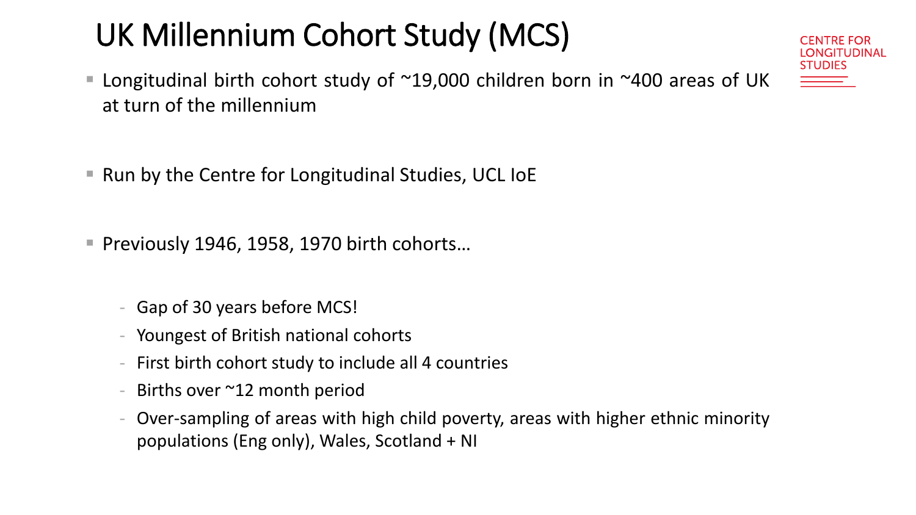# UK Millennium Cohort Study (MCS)

CENTRE FOR LONGITUDINAL STUDIES

- Longitudinal birth cohort study of ~19,000 children born in ~400 areas of UK at turn of the millennium
- Run by the Centre for Longitudinal Studies, UCL IoE
- Previously 1946, 1958, 1970 birth cohorts…
  - Gap of 30 years before MCS!
  - Youngest of British national cohorts
  - First birth cohort study to include all 4 countries
  - Births over ~12 month period
  - Over-sampling of areas with high child poverty, areas with higher ethnic minority populations (Eng only), Wales, Scotland + NI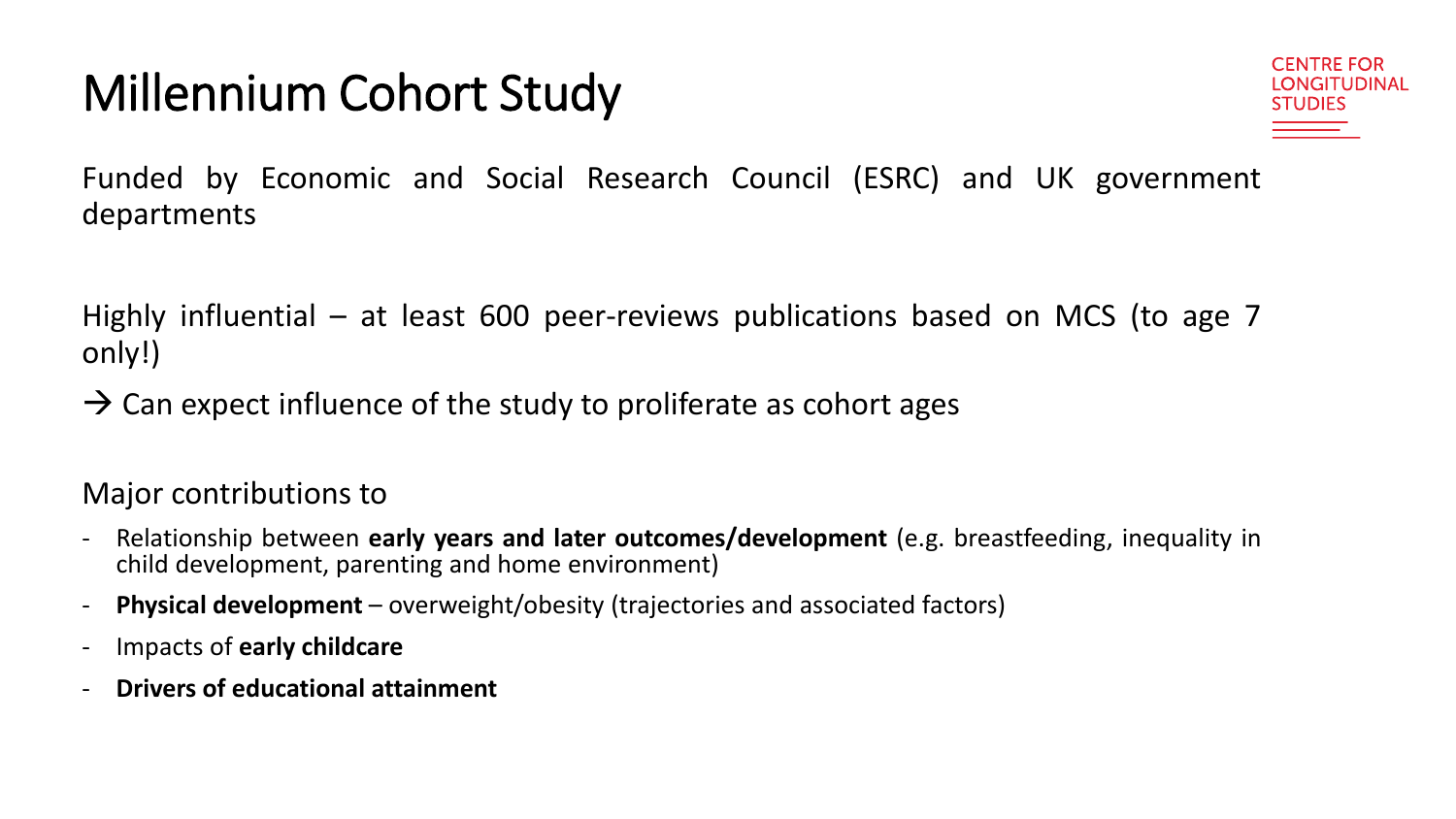# Millennium Cohort Study

CENTRE FOR LONGITUDINAL STUDIES

Funded by Economic and Social Research Council (ESRC) and UK government departments

Highly influential – at least 600 peer-reviews publications based on MCS (to age 7 only!)

→ Can expect influence of the study to proliferate as cohort ages

Major contributions to

- Relationship between **early years and later outcomes/development** (e.g. breastfeeding, inequality in child development, parenting and home environment)
- **Physical development** – overweight/obesity (trajectories and associated factors)
- Impacts of **early childcare**
- **Drivers of educational attainment**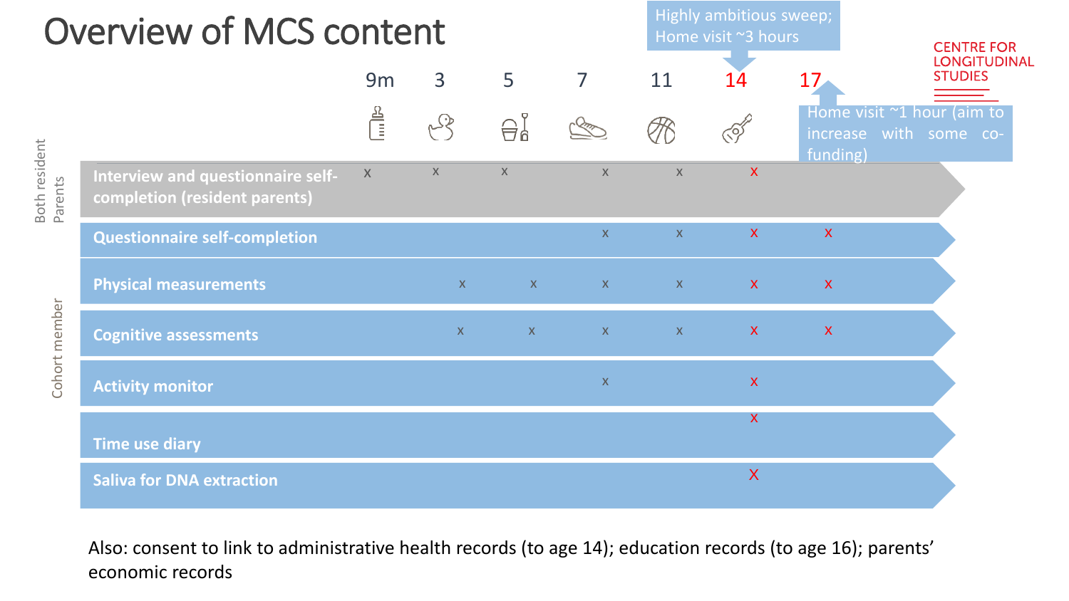# Overview of MCS content

CENTRE FOR LONGITUDINAL STUDIES

Highly ambitious sweep; Home visit ~3 hours

Home visit ~1 hour (aim to increase with some co-funding)

| | | 9m | 3 | 5 | 7 | 11 | 14 | 17 |
|---|---|---|---|---|---|---|---|---|
| Both resident Parents | Interview and questionnaire self-completion (resident parents) | x | x | x | x | x | x | |
| Cohort member | Questionnaire self-completion | | | | x | x | x | x |
| | Physical measurements | | x | x | x | x | x | x |
| | Cognitive assessments | | x | x | x | x | x | x |
| | Activity monitor | | | | x | | x | |
| | Time use diary | | | | | | x | |
| | Saliva for DNA extraction | | | | | | X | |

Also: consent to link to administrative health records (to age 14); education records (to age 16); parents' economic records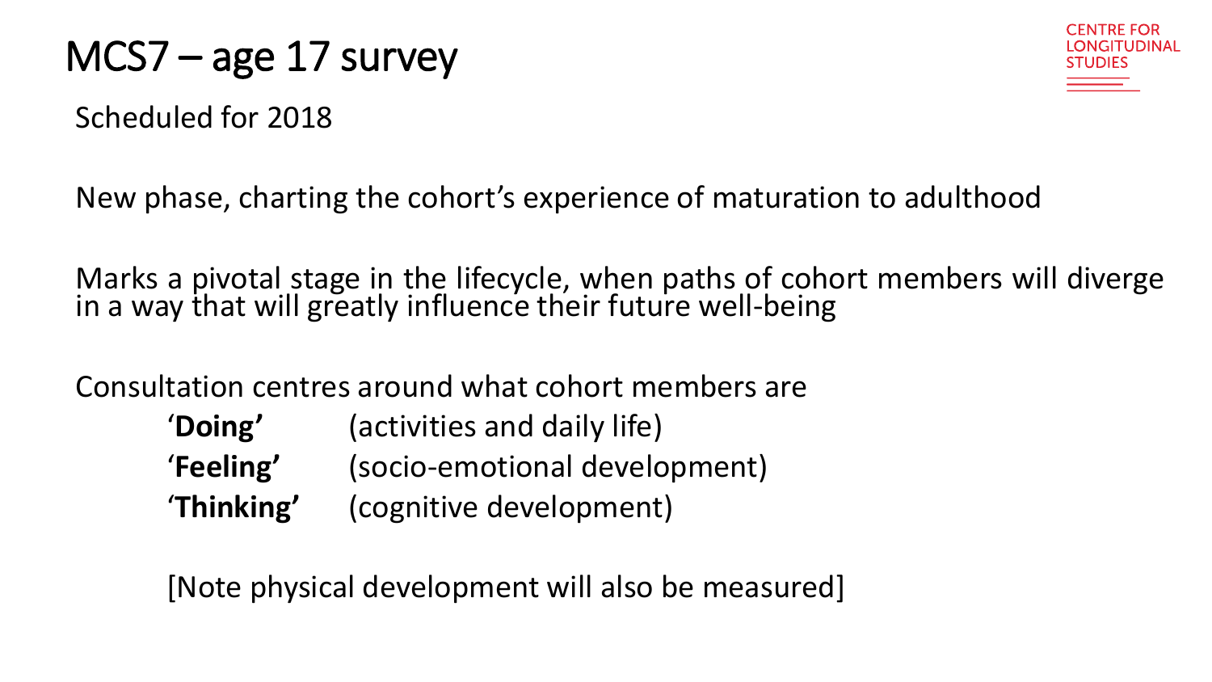# MCS7 – age 17 survey

Scheduled for 2018

New phase, charting the cohort's experience of maturation to adulthood

Marks a pivotal stage in the lifecycle, when paths of cohort members will diverge in a way that will greatly influence their future well-being

Consultation centres around what cohort members are

- '**Doing'** (activities and daily life)
- '**Feeling'** (socio-emotional development)
- '**Thinking'** (cognitive development)

[Note physical development will also be measured]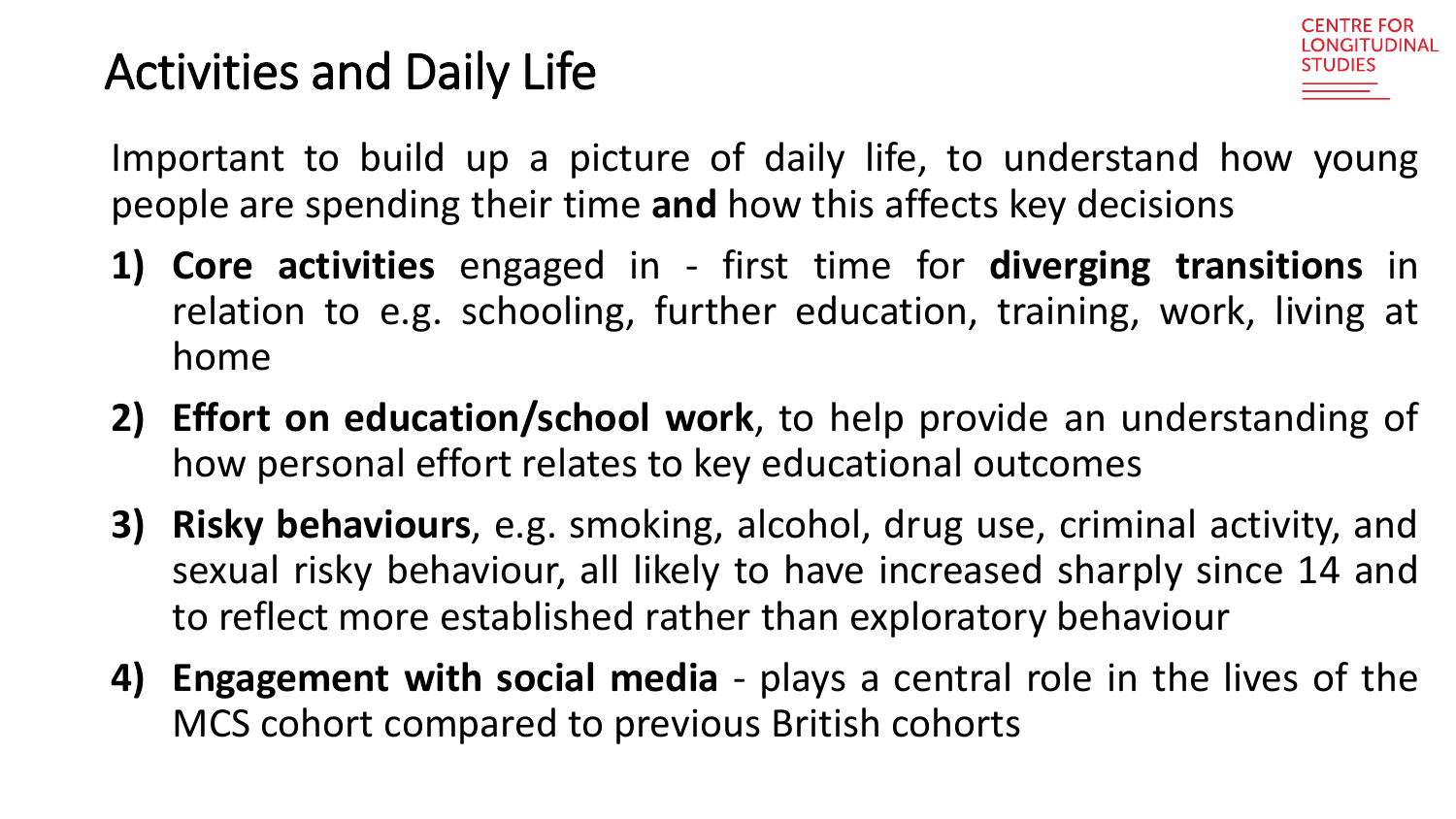# Activities and Daily Life

Important to build up a picture of daily life, to understand how young people are spending their time **and** how this affects key decisions

1) **Core activities** engaged in - first time for **diverging transitions** in relation to e.g. schooling, further education, training, work, living at home
2) **Effort on education/school work**, to help provide an understanding of how personal effort relates to key educational outcomes
3) **Risky behaviours**, e.g. smoking, alcohol, drug use, criminal activity, and sexual risky behaviour, all likely to have increased sharply since 14 and to reflect more established rather than exploratory behaviour
4) **Engagement with social media** - plays a central role in the lives of the MCS cohort compared to previous British cohorts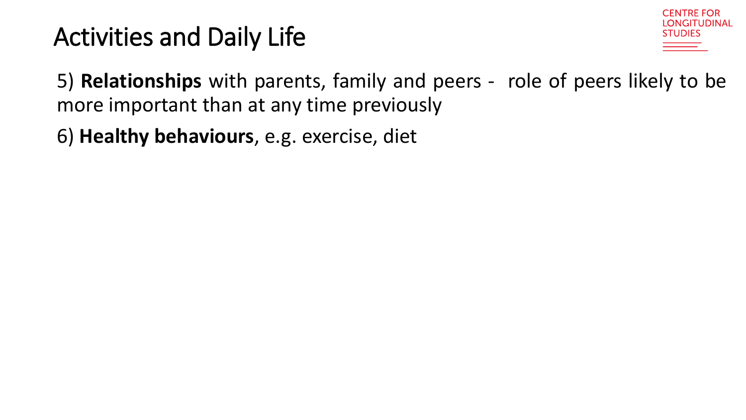# Activities and Daily Life

5) **Relationships** with parents, family and peers - role of peers likely to be more important than at any time previously

6) **Healthy behaviours**, e.g. exercise, diet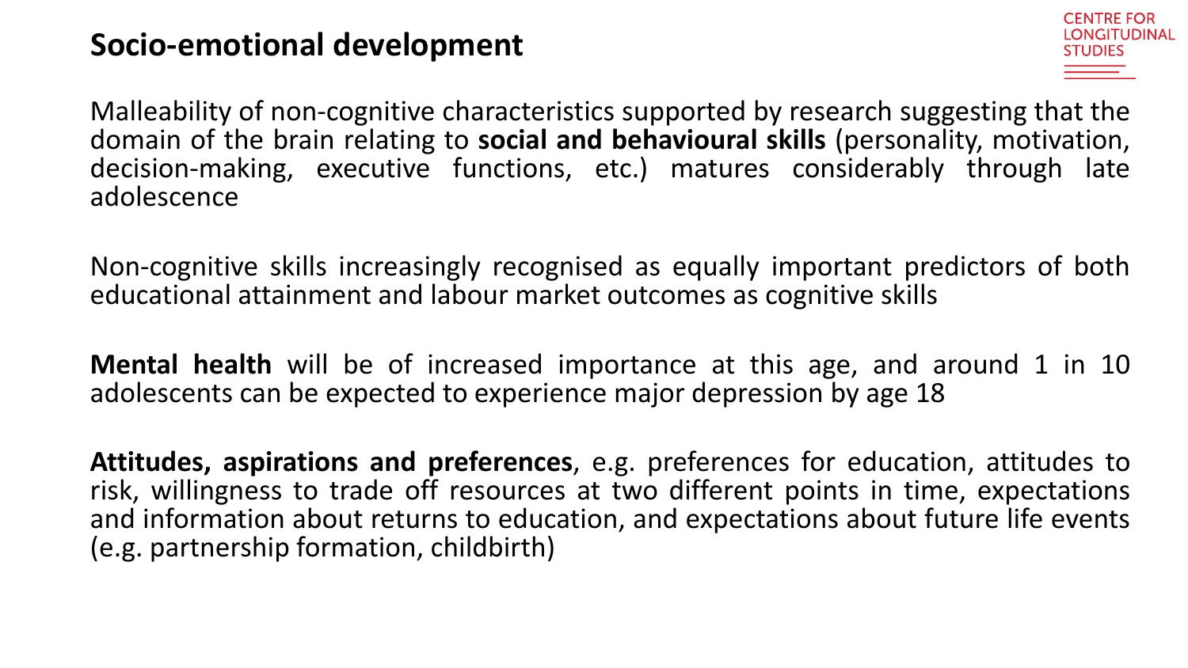# Socio-emotional development

Malleability of non-cognitive characteristics supported by research suggesting that the domain of the brain relating to **social and behavioural skills** (personality, motivation, decision-making, executive functions, etc.) matures considerably through late adolescence

Non-cognitive skills increasingly recognised as equally important predictors of both educational attainment and labour market outcomes as cognitive skills

**Mental health** will be of increased importance at this age, and around 1 in 10 adolescents can be expected to experience major depression by age 18

**Attitudes, aspirations and preferences**, e.g. preferences for education, attitudes to risk, willingness to trade off resources at two different points in time, expectations and information about returns to education, and expectations about future life events (e.g. partnership formation, childbirth)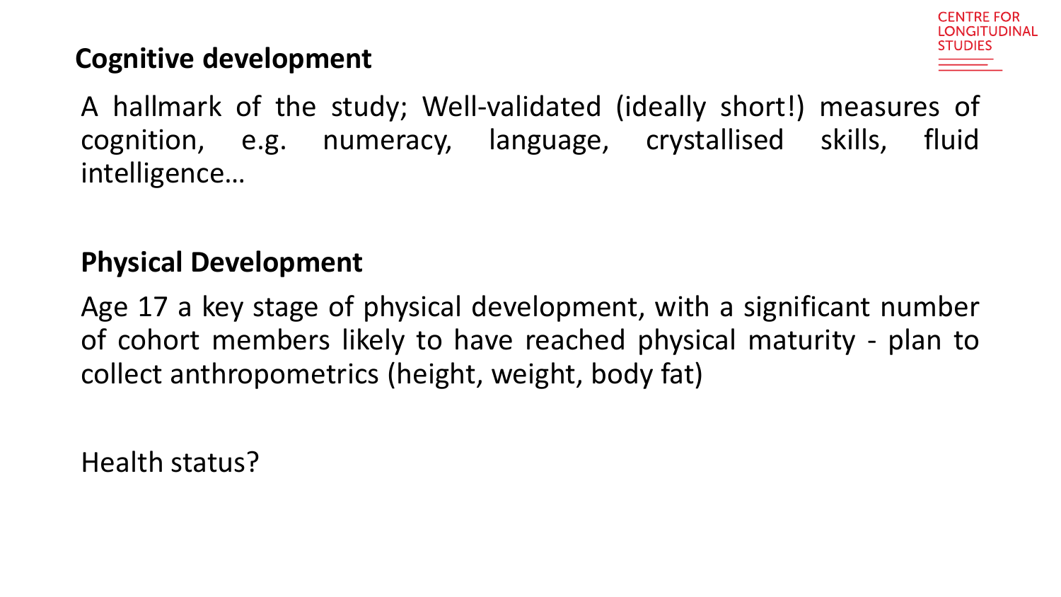## Cognitive development

A hallmark of the study; Well-validated (ideally short!) measures of cognition, e.g. numeracy, language, crystallised skills, fluid intelligence…

## Physical Development

Age 17 a key stage of physical development, with a significant number of cohort members likely to have reached physical maturity - plan to collect anthropometrics (height, weight, body fat)

Health status?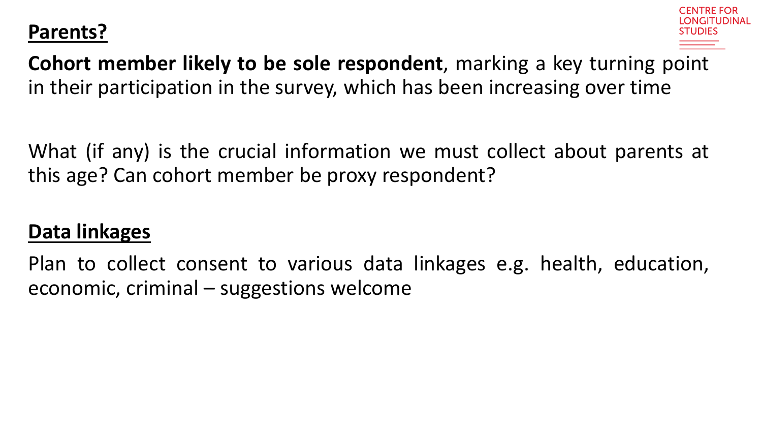## Parents?

**Cohort member likely to be sole respondent**, marking a key turning point in their participation in the survey, which has been increasing over time

What (if any) is the crucial information we must collect about parents at this age? Can cohort member be proxy respondent?

## Data linkages

Plan to collect consent to various data linkages e.g. health, education, economic, criminal – suggestions welcome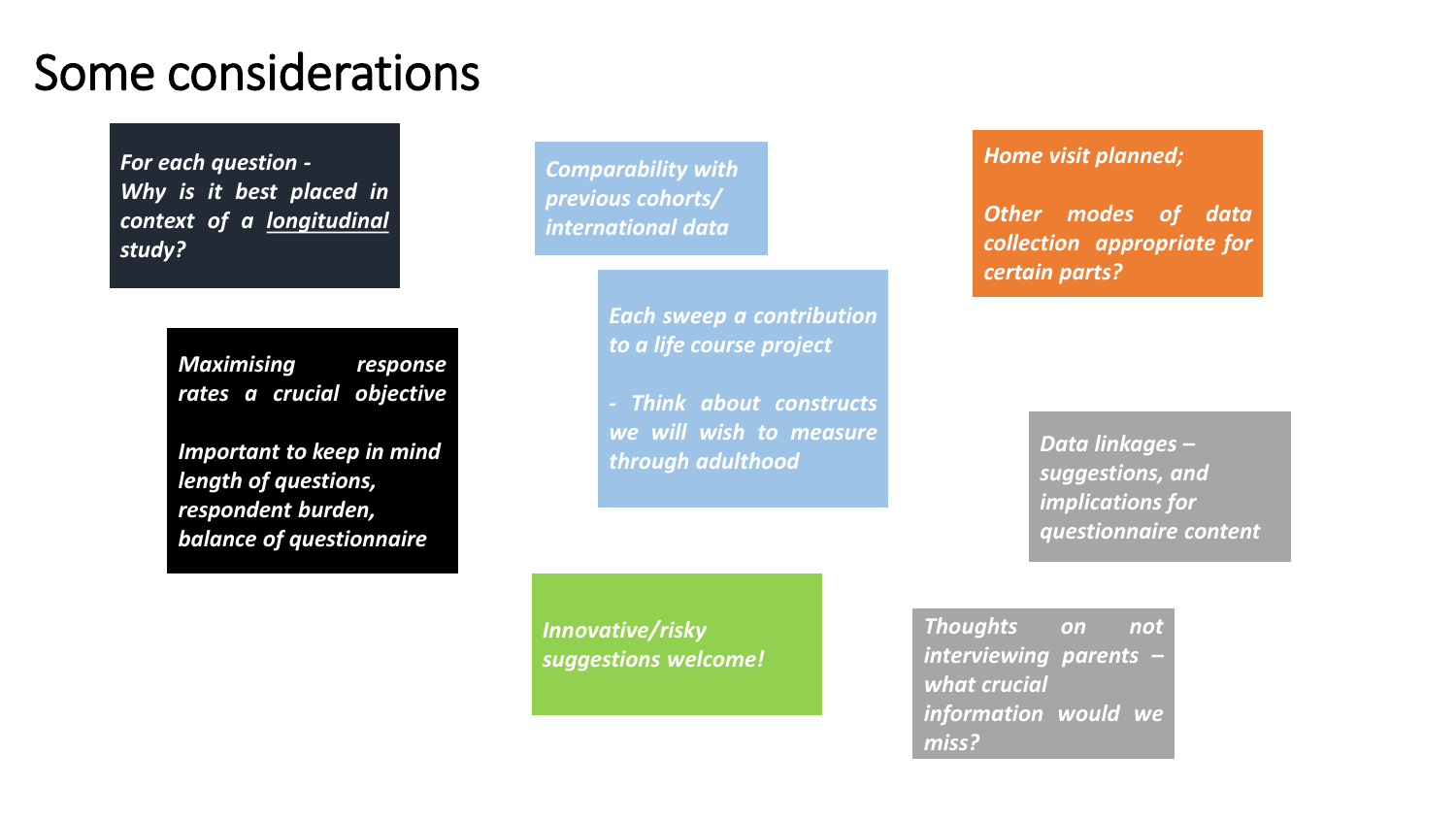# Some considerations

*For each question -*
*Why is it best placed in context of a longitudinal study?*

*Comparability with previous cohorts/ international data*

*Home visit planned;*

*Other modes of data collection appropriate for certain parts?*

*Maximising response rates a crucial objective*

*Important to keep in mind length of questions, respondent burden, balance of questionnaire*

*Each sweep a contribution to a life course project*

*- Think about constructs we will wish to measure through adulthood*

*Data linkages – suggestions, and implications for questionnaire content*

*Innovative/risky suggestions welcome!*

*Thoughts on not interviewing parents – what crucial information would we miss?*